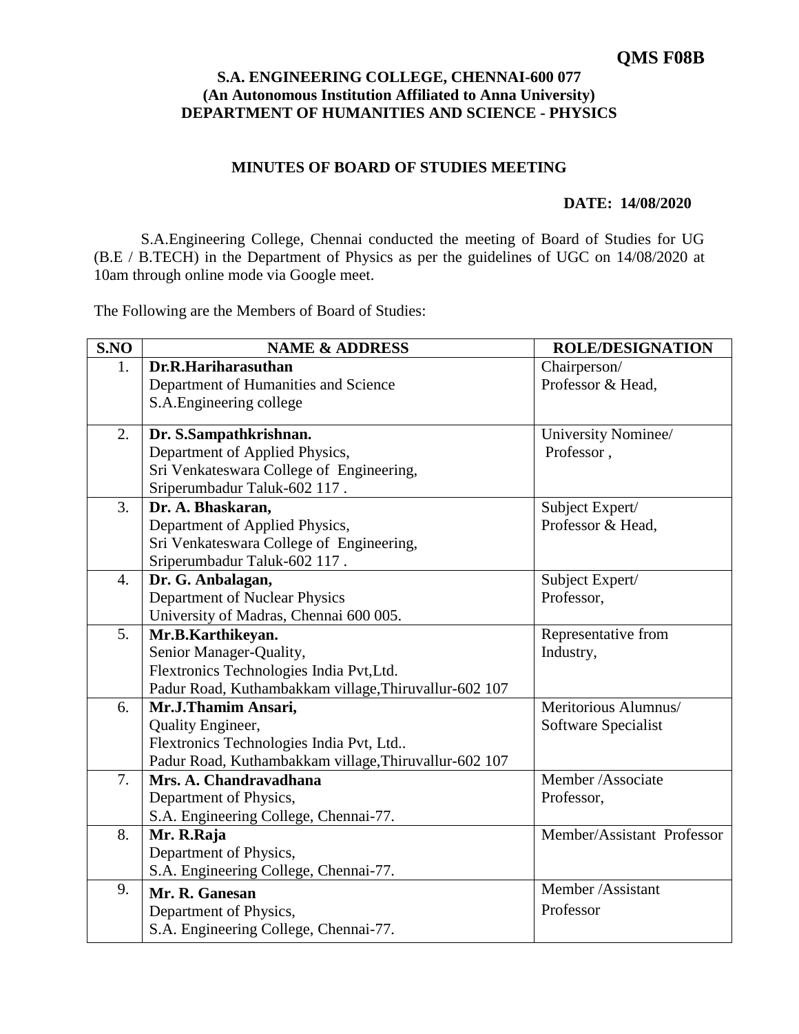**QMS F08B**

**S.A. ENGINEERING COLLEGE, CHENNAI-600 077**
**(An Autonomous Institution Affiliated to Anna University)**
**DEPARTMENT OF HUMANITIES AND SCIENCE - PHYSICS**

## MINUTES OF BOARD OF STUDIES MEETING

**DATE: 14/08/2020**

S.A.Engineering College, Chennai conducted the meeting of Board of Studies for UG (B.E / B.TECH) in the Department of Physics as per the guidelines of UGC on 14/08/2020 at 10am through online mode via Google meet.

The Following are the Members of Board of Studies:

| S.NO | NAME & ADDRESS | ROLE/DESIGNATION |
|---|---|---|
| 1. | **Dr.R.Hariharasuthan**<br>Department of Humanities and Science<br>S.A.Engineering college | Chairperson/<br>Professor & Head, |
| 2. | **Dr. S.Sampathkrishnan.**<br>Department of Applied Physics,<br>Sri Venkateswara College of Engineering,<br>Sriperumbadur Taluk-602 117 . | University Nominee/<br>Professor , |
| 3. | **Dr. A. Bhaskaran,**<br>Department of Applied Physics,<br>Sri Venkateswara College of Engineering,<br>Sriperumbadur Taluk-602 117 . | Subject Expert/<br>Professor & Head, |
| 4. | **Dr. G. Anbalagan,**<br>Department of Nuclear Physics<br>University of Madras, Chennai 600 005. | Subject Expert/<br>Professor, |
| 5. | **Mr.B.Karthikeyan.**<br>Senior Manager-Quality,<br>Flextronics Technologies India Pvt,Ltd.<br>Padur Road, Kuthambakkam village,Thiruvallur-602 107 | Representative from<br>Industry, |
| 6. | **Mr.J.Thamim Ansari,**<br>Quality Engineer,<br>Flextronics Technologies India Pvt, Ltd..<br>Padur Road, Kuthambakkam village,Thiruvallur-602 107 | Meritorious Alumnus/<br>Software Specialist |
| 7. | **Mrs. A. Chandravadhana**<br>Department of Physics,<br>S.A. Engineering College, Chennai-77. | Member /Associate<br>Professor, |
| 8. | **Mr. R.Raja**<br>Department of Physics,<br>S.A. Engineering College, Chennai-77. | Member/Assistant Professor |
| 9. | **Mr. R. Ganesan**<br>Department of Physics,<br>S.A. Engineering College, Chennai-77. | Member /Assistant<br>Professor |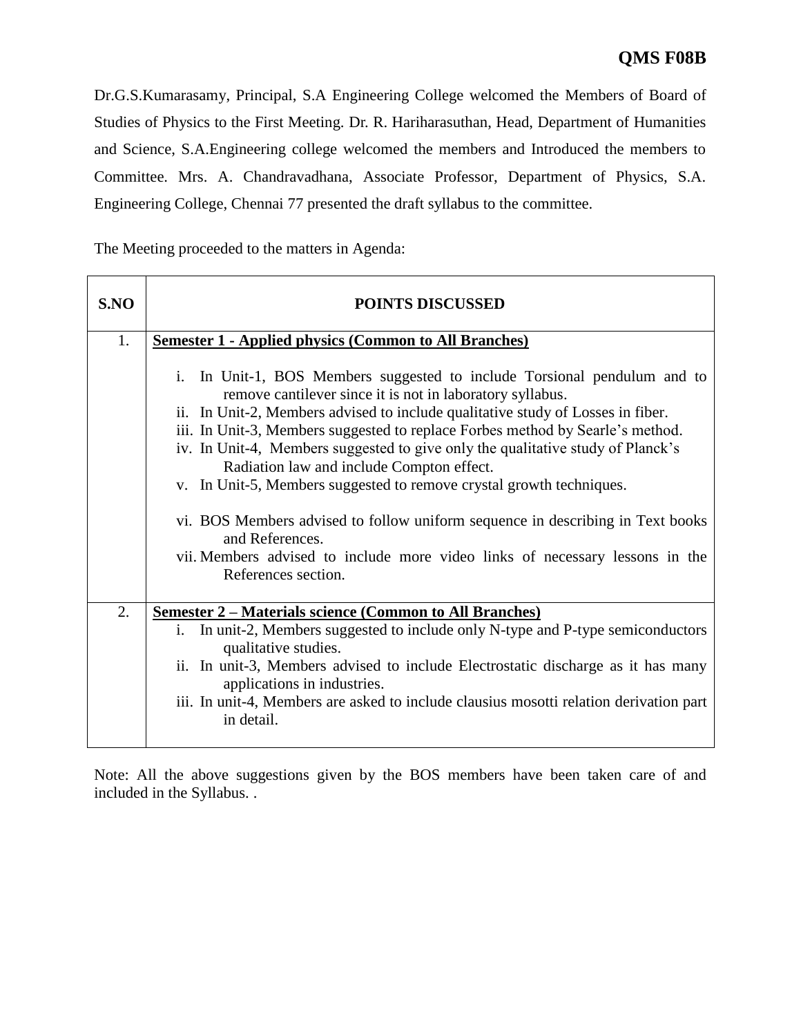**QMS F08B**

Dr.G.S.Kumarasamy, Principal, S.A Engineering College welcomed the Members of Board of Studies of Physics to the First Meeting. Dr. R. Hariharasuthan, Head, Department of Humanities and Science, S.A.Engineering college welcomed the members and Introduced the members to Committee. Mrs. A. Chandravadhana, Associate Professor, Department of Physics, S.A. Engineering College, Chennai 77 presented the draft syllabus to the committee.

The Meeting proceeded to the matters in Agenda:

| S.NO | POINTS DISCUSSED |
|---|---|
| 1. | **<u>Semester 1 - Applied physics (Common to All Branches)</u>**<br><br>i. In Unit-1, BOS Members suggested to include Torsional pendulum and to remove cantilever since it is not in laboratory syllabus.<br>ii. In Unit-2, Members advised to include qualitative study of Losses in fiber.<br>iii. In Unit-3, Members suggested to replace Forbes method by Searle's method.<br>iv. In Unit-4, Members suggested to give only the qualitative study of Planck's Radiation law and include Compton effect.<br>v. In Unit-5, Members suggested to remove crystal growth techniques.<br><br>vi. BOS Members advised to follow uniform sequence in describing in Text books and References.<br>vii. Members advised to include more video links of necessary lessons in the References section. |
| 2. | **<u>Semester 2 – Materials science (Common to All Branches)</u>**<br>i. In unit-2, Members suggested to include only N-type and P-type semiconductors qualitative studies.<br>ii. In unit-3, Members advised to include Electrostatic discharge as it has many applications in industries.<br>iii. In unit-4, Members are asked to include clausius mosotti relation derivation part in detail. |

Note: All the above suggestions given by the BOS members have been taken care of and included in the Syllabus. .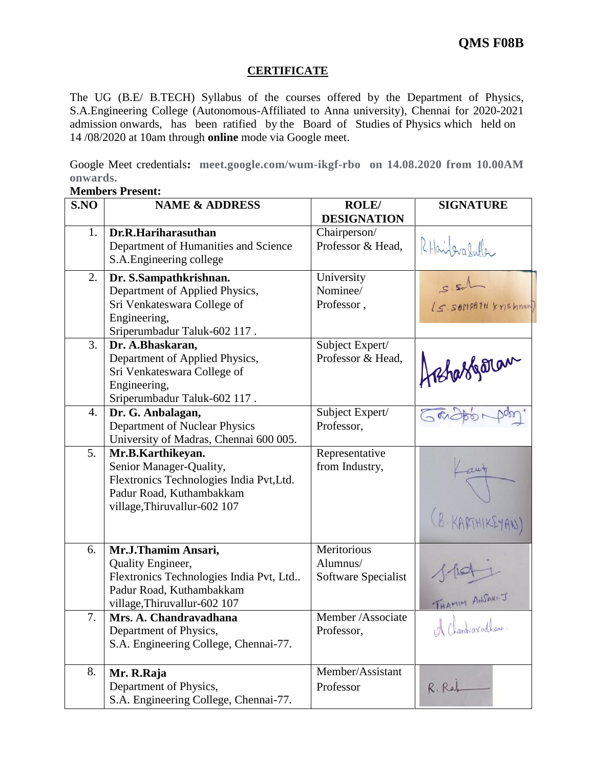**QMS F08B**

## CERTIFICATE

The UG (B.E/ B.TECH) Syllabus of the courses offered by the Department of Physics, S.A.Engineering College (Autonomous-Affiliated to Anna university), Chennai for 2020-2021 admission onwards, has been ratified by the Board of Studies of Physics which held on 14 /08/2020 at 10am through **online** mode via Google meet.

Google Meet credentials**: meet.google.com/wum-ikgf-rbo on 14.08.2020 from 10.00AM onwards.**

**Members Present:**

| S.NO | NAME & ADDRESS | ROLE/ DESIGNATION | SIGNATURE |
|---|---|---|---|
| 1. | **Dr.R.Hariharasuthan**<br>Department of Humanities and Science<br>S.A.Engineering college | Chairperson/<br>Professor & Head, | R.Hariharasuthan |
| 2. | **Dr. S.Sampathkrishnan.**<br>Department of Applied Physics,<br>Sri Venkateswara College of Engineering,<br>Sriperumbadur Taluk-602 117 . | University Nominee/<br>Professor , | S.Sd (S.SAMPATH Krishnan) |
| 3. | **Dr. A.Bhaskaran,**<br>Department of Applied Physics,<br>Sri Venkateswara College of Engineering,<br>Sriperumbadur Taluk-602 117 . | Subject Expert/<br>Professor & Head, | A.Bhaskaran |
| 4. | **Dr. G. Anbalagan,**<br>Department of Nuclear Physics<br>University of Madras, Chennai 600 005. | Subject Expert/<br>Professor, | (signature) |
| 5. | **Mr.B.Karthikeyan.**<br>Senior Manager-Quality,<br>Flextronics Technologies India Pvt,Ltd.<br>Padur Road, Kuthambakkam village,Thiruvallur-602 107 | Representative from Industry, | Karthi (B. KARTHIKEYAN) |
| 6. | **Mr.J.Thamim Ansari,**<br>Quality Engineer,<br>Flextronics Technologies India Pvt, Ltd..<br>Padur Road, Kuthambakkam village,Thiruvallur-602 107 | Meritorious Alumnus/<br>Software Specialist | J.Thamim (THAMIM ANSARI.J) |
| 7. | **Mrs. A. Chandravadhana**<br>Department of Physics,<br>S.A. Engineering College, Chennai-77. | Member /Associate Professor, | A Chandravadhana. |
| 8. | **Mr. R.Raja**<br>Department of Physics,<br>S.A. Engineering College, Chennai-77. | Member/Assistant Professor | R. Raj |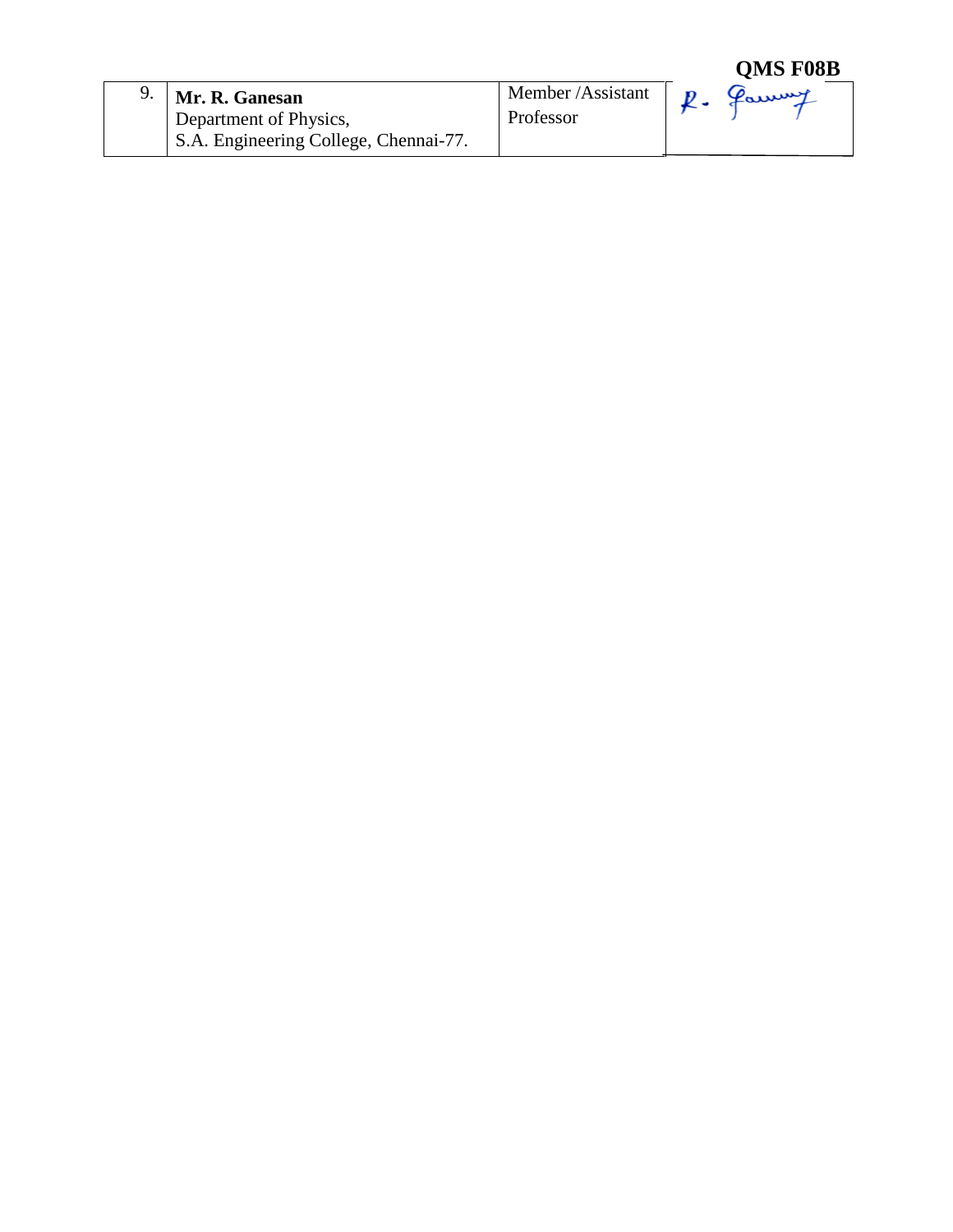**QMS F08B**

| | | | |
|---|---|---|---|
| 9. | **Mr. R. Ganesan**<br>Department of Physics,<br>S.A. Engineering College, Chennai-77. | Member /Assistant Professor | R. Ganesan |